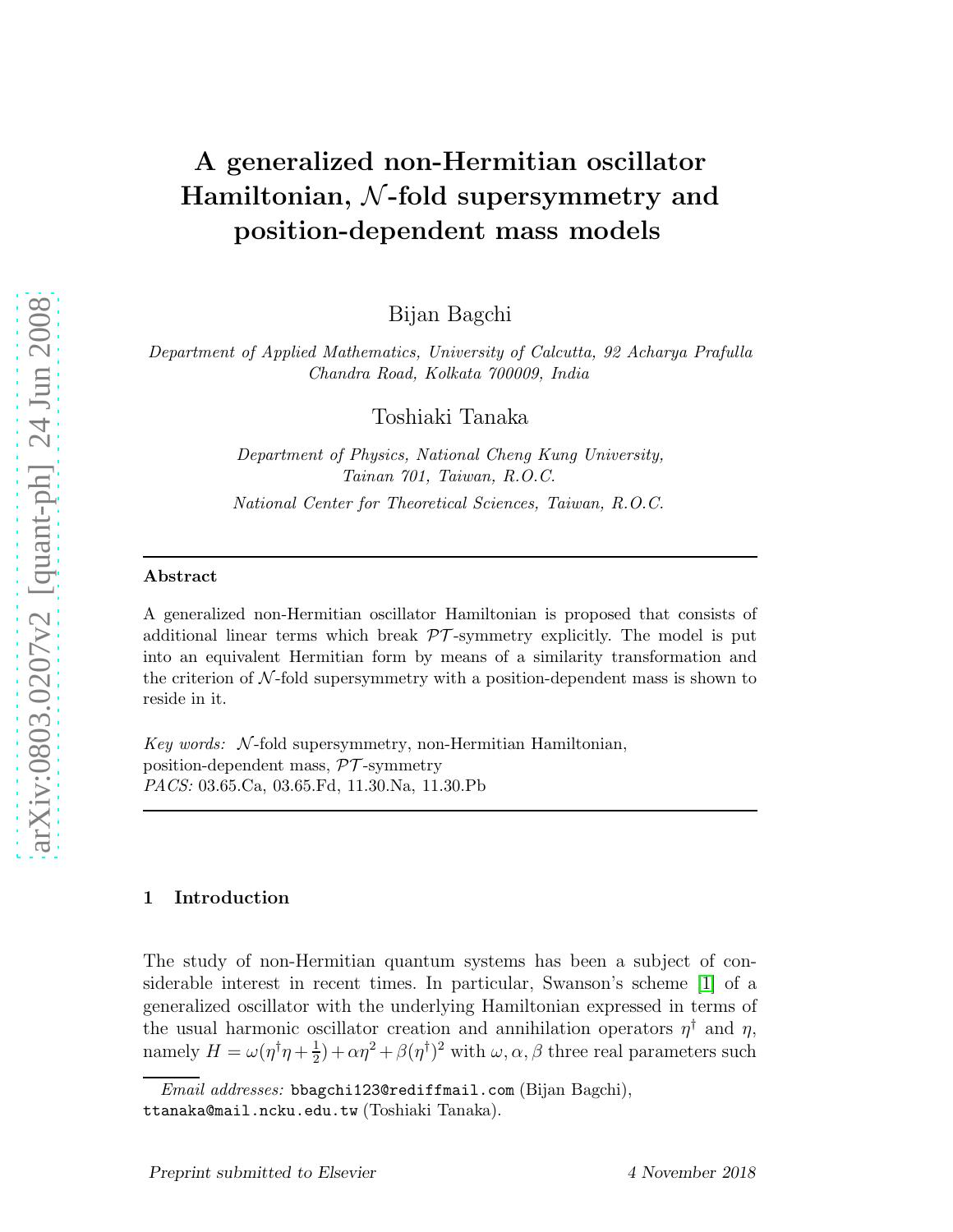# A generalized non-Hermitian oscillator Hamiltonian, $\mathcal{N}$-fold supersymmetry and position-dependent mass models

Bijan Bagchi

*Department of Applied Mathematics, University of Calcutta, 92 Acharya Prafulla Chandra Road, Kolkata 700009, India*

Toshiaki Tanaka

*Department of Physics, National Cheng Kung University, Tainan 701, Taiwan, R.O.C.*

*National Center for Theoretical Sciences, Taiwan, R.O.C.*

---

**Abstract**

A generalized non-Hermitian oscillator Hamiltonian is proposed that consists of additional linear terms which break $\mathcal{PT}$-symmetry explicitly. The model is put into an equivalent Hermitian form by means of a similarity transformation and the criterion of $\mathcal{N}$-fold supersymmetry with a position-dependent mass is shown to reside in it.

*Key words:* $\mathcal{N}$-fold supersymmetry, non-Hermitian Hamiltonian, position-dependent mass, $\mathcal{PT}$-symmetry
*PACS:* 03.65.Ca, 03.65.Fd, 11.30.Na, 11.30.Pb

---

## 1 Introduction

The study of non-Hermitian quantum systems has been a subject of considerable interest in recent times. In particular, Swanson's scheme [1] of a generalized oscillator with the underlying Hamiltonian expressed in terms of the usual harmonic oscillator creation and annihilation operators $\eta^\dagger$ and $\eta$, namely $H = \omega(\eta^\dagger \eta + \frac{1}{2}) + \alpha \eta^2 + \beta (\eta^\dagger)^2$ with $\omega, \alpha, \beta$ three real parameters such

*Email addresses:* bbagchi123@rediffmail.com (Bijan Bagchi), ttanaka@mail.ncku.edu.tw (Toshiaki Tanaka).

*Preprint submitted to Elsevier* 4 November 2018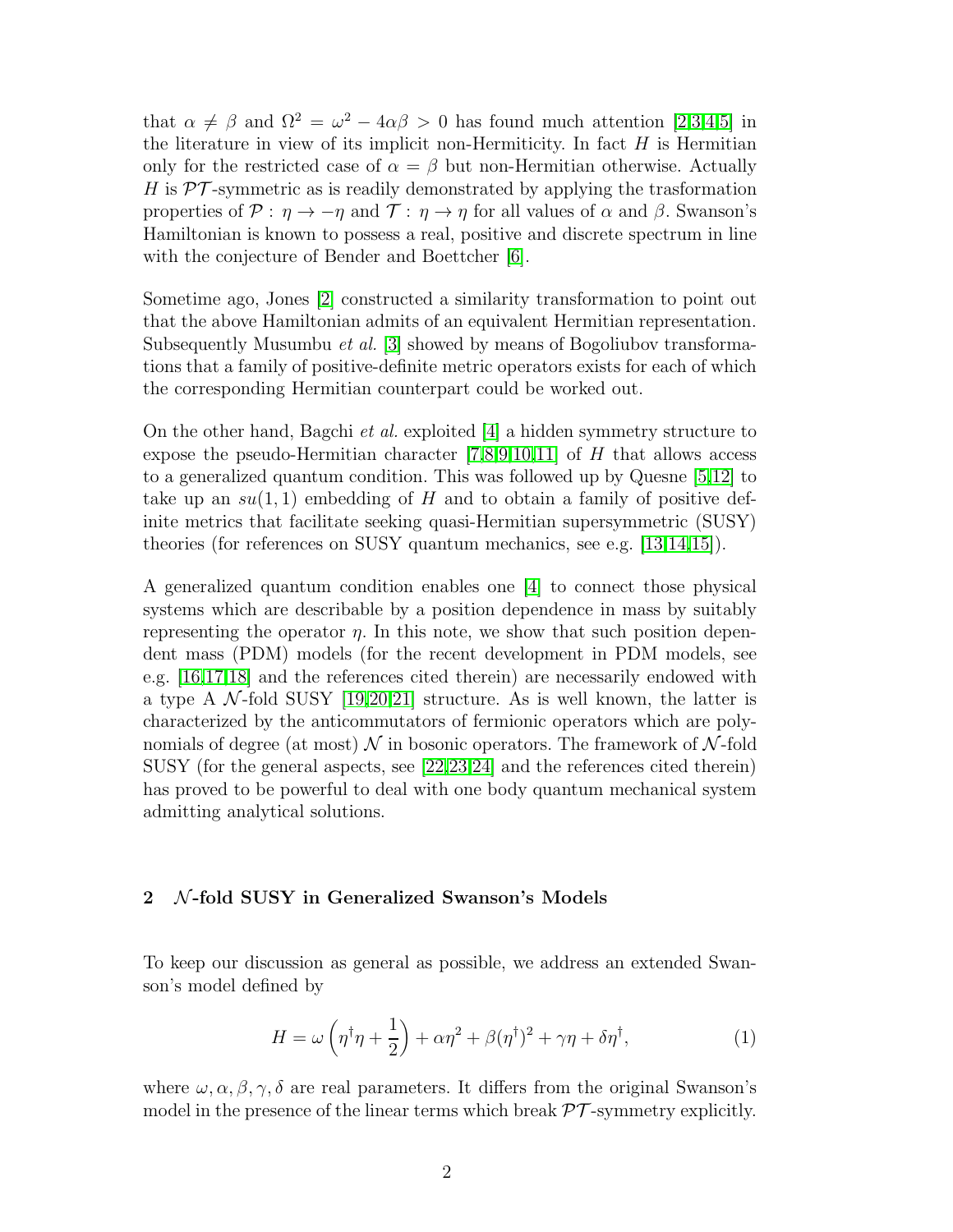that $\alpha \neq \beta$ and $\Omega^2 = \omega^2 - 4\alpha\beta > 0$ has found much attention [2,3,4,5] in the literature in view of its implicit non-Hermiticity. In fact $H$ is Hermitian only for the restricted case of $\alpha = \beta$ but non-Hermitian otherwise. Actually $H$ is $\mathcal{PT}$-symmetric as is readily demonstrated by applying the trasformation properties of $\mathcal{P}: \eta \to -\eta$ and $\mathcal{T}: \eta \to \eta$ for all values of $\alpha$ and $\beta$. Swanson's Hamiltonian is known to possess a real, positive and discrete spectrum in line with the conjecture of Bender and Boettcher [6].

Sometime ago, Jones [2] constructed a similarity transformation to point out that the above Hamiltonian admits of an equivalent Hermitian representation. Subsequently Musumbu *et al.* [3] showed by means of Bogoliubov transformations that a family of positive-definite metric operators exists for each of which the corresponding Hermitian counterpart could be worked out.

On the other hand, Bagchi *et al.* exploited [4] a hidden symmetry structure to expose the pseudo-Hermitian character [7,8,9,10,11] of $H$ that allows access to a generalized quantum condition. This was followed up by Quesne [5,12] to take up an $su(1,1)$ embedding of $H$ and to obtain a family of positive definite metrics that facilitate seeking quasi-Hermitian supersymmetric (SUSY) theories (for references on SUSY quantum mechanics, see e.g. [13,14,15]).

A generalized quantum condition enables one [4] to connect those physical systems which are describable by a position dependence in mass by suitably representing the operator $\eta$. In this note, we show that such position dependent mass (PDM) models (for the recent development in PDM models, see e.g. [16,17,18] and the references cited therein) are necessarily endowed with a type A $\mathcal{N}$-fold SUSY [19,20,21] structure. As is well known, the latter is characterized by the anticommutators of fermionic operators which are polynomials of degree (at most) $\mathcal{N}$ in bosonic operators. The framework of $\mathcal{N}$-fold SUSY (for the general aspects, see [22,23,24] and the references cited therein) has proved to be powerful to deal with one body quantum mechanical system admitting analytical solutions.

## 2 $\mathcal{N}$-fold SUSY in Generalized Swanson's Models

To keep our discussion as general as possible, we address an extended Swanson's model defined by

$$H = \omega\left(\eta^\dagger \eta + \frac{1}{2}\right) + \alpha\eta^2 + \beta(\eta^\dagger)^2 + \gamma\eta + \delta\eta^\dagger, \tag{1}$$

where $\omega, \alpha, \beta, \gamma, \delta$ are real parameters. It differs from the original Swanson's model in the presence of the linear terms which break $\mathcal{PT}$-symmetry explicitly.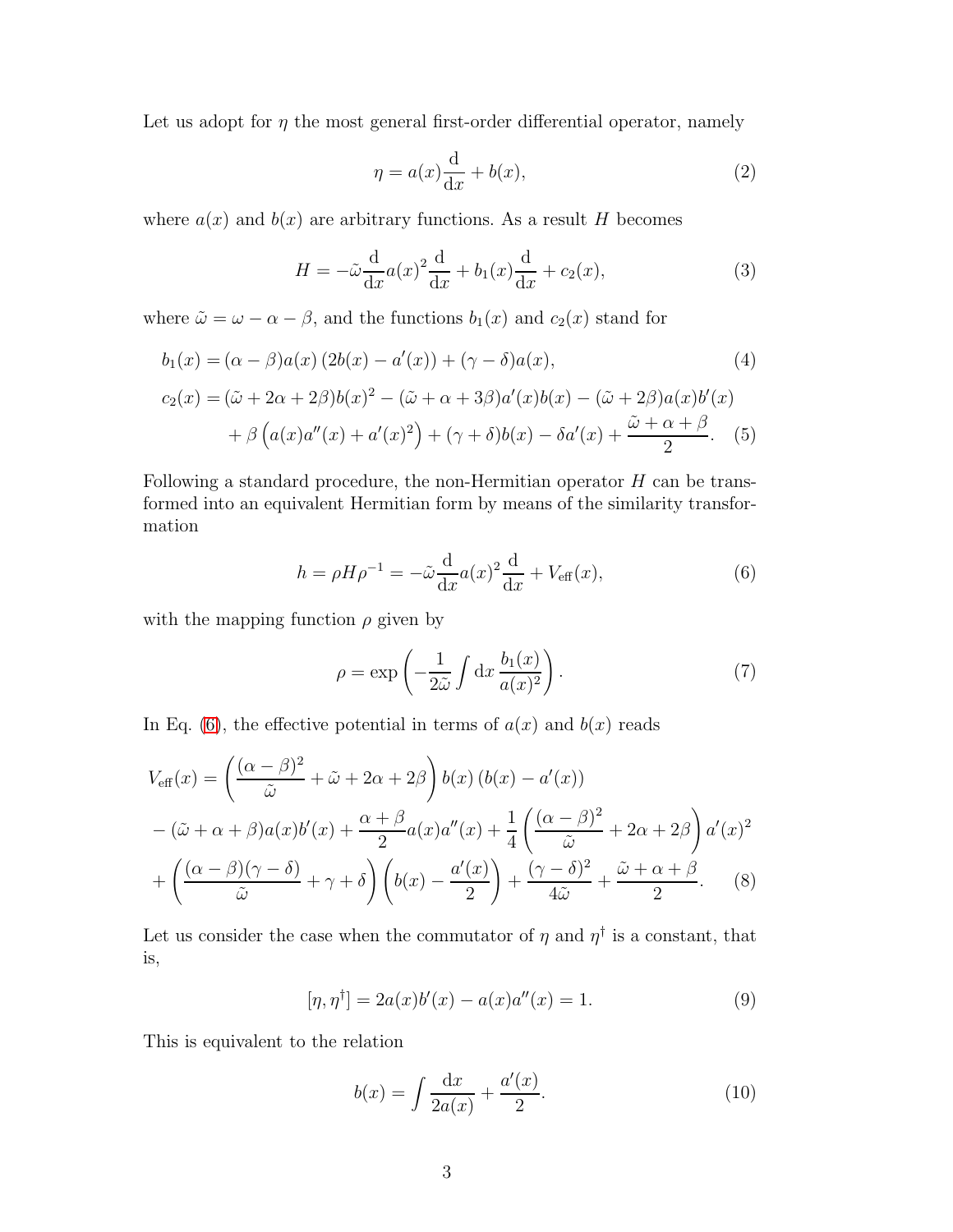Let us adopt for $\eta$ the most general first-order differential operator, namely

$$\eta = a(x)\frac{\mathrm{d}}{\mathrm{d}x} + b(x), \tag{2}$$

where $a(x)$ and $b(x)$ are arbitrary functions. As a result $H$ becomes

$$H = -\tilde{\omega}\frac{\mathrm{d}}{\mathrm{d}x}a(x)^2\frac{\mathrm{d}}{\mathrm{d}x} + b_1(x)\frac{\mathrm{d}}{\mathrm{d}x} + c_2(x), \tag{3}$$

where $\tilde{\omega} = \omega - \alpha - \beta$, and the functions $b_1(x)$ and $c_2(x)$ stand for

$$b_1(x) = (\alpha - \beta)a(x)\left(2b(x) - a'(x)\right) + (\gamma - \delta)a(x), \tag{4}$$

$$\begin{aligned} c_2(x) &= (\tilde{\omega} + 2\alpha + 2\beta)b(x)^2 - (\tilde{\omega} + \alpha + 3\beta)a'(x)b(x) - (\tilde{\omega} + 2\beta)a(x)b'(x) \\ &\quad + \beta\left(a(x)a''(x) + a'(x)^2\right) + (\gamma + \delta)b(x) - \delta a'(x) + \frac{\tilde{\omega} + \alpha + \beta}{2}. \end{aligned} \tag{5}$$

Following a standard procedure, the non-Hermitian operator $H$ can be transformed into an equivalent Hermitian form by means of the similarity transformation

$$h = \rho H \rho^{-1} = -\tilde{\omega}\frac{\mathrm{d}}{\mathrm{d}x}a(x)^2\frac{\mathrm{d}}{\mathrm{d}x} + V_{\text{eff}}(x), \tag{6}$$

with the mapping function $\rho$ given by

$$\rho = \exp\left(-\frac{1}{2\tilde{\omega}}\int \mathrm{d}x\, \frac{b_1(x)}{a(x)^2}\right). \tag{7}$$

In Eq. (6), the effective potential in terms of $a(x)$ and $b(x)$ reads

$$\begin{aligned} V_{\text{eff}}(x) &= \left(\frac{(\alpha-\beta)^2}{\tilde{\omega}} + \tilde{\omega} + 2\alpha + 2\beta\right)b(x)\left(b(x) - a'(x)\right) \\ &\quad - (\tilde{\omega} + \alpha + \beta)a(x)b'(x) + \frac{\alpha+\beta}{2}a(x)a''(x) + \frac{1}{4}\left(\frac{(\alpha-\beta)^2}{\tilde{\omega}} + 2\alpha + 2\beta\right)a'(x)^2 \\ &\quad + \left(\frac{(\alpha-\beta)(\gamma-\delta)}{\tilde{\omega}} + \gamma + \delta\right)\left(b(x) - \frac{a'(x)}{2}\right) + \frac{(\gamma-\delta)^2}{4\tilde{\omega}} + \frac{\tilde{\omega} + \alpha + \beta}{2}. \end{aligned} \tag{8}$$

Let us consider the case when the commutator of $\eta$ and $\eta^\dagger$ is a constant, that is,

$$[\eta, \eta^\dagger] = 2a(x)b'(x) - a(x)a''(x) = 1. \tag{9}$$

This is equivalent to the relation

$$b(x) = \int \frac{\mathrm{d}x}{2a(x)} + \frac{a'(x)}{2}. \tag{10}$$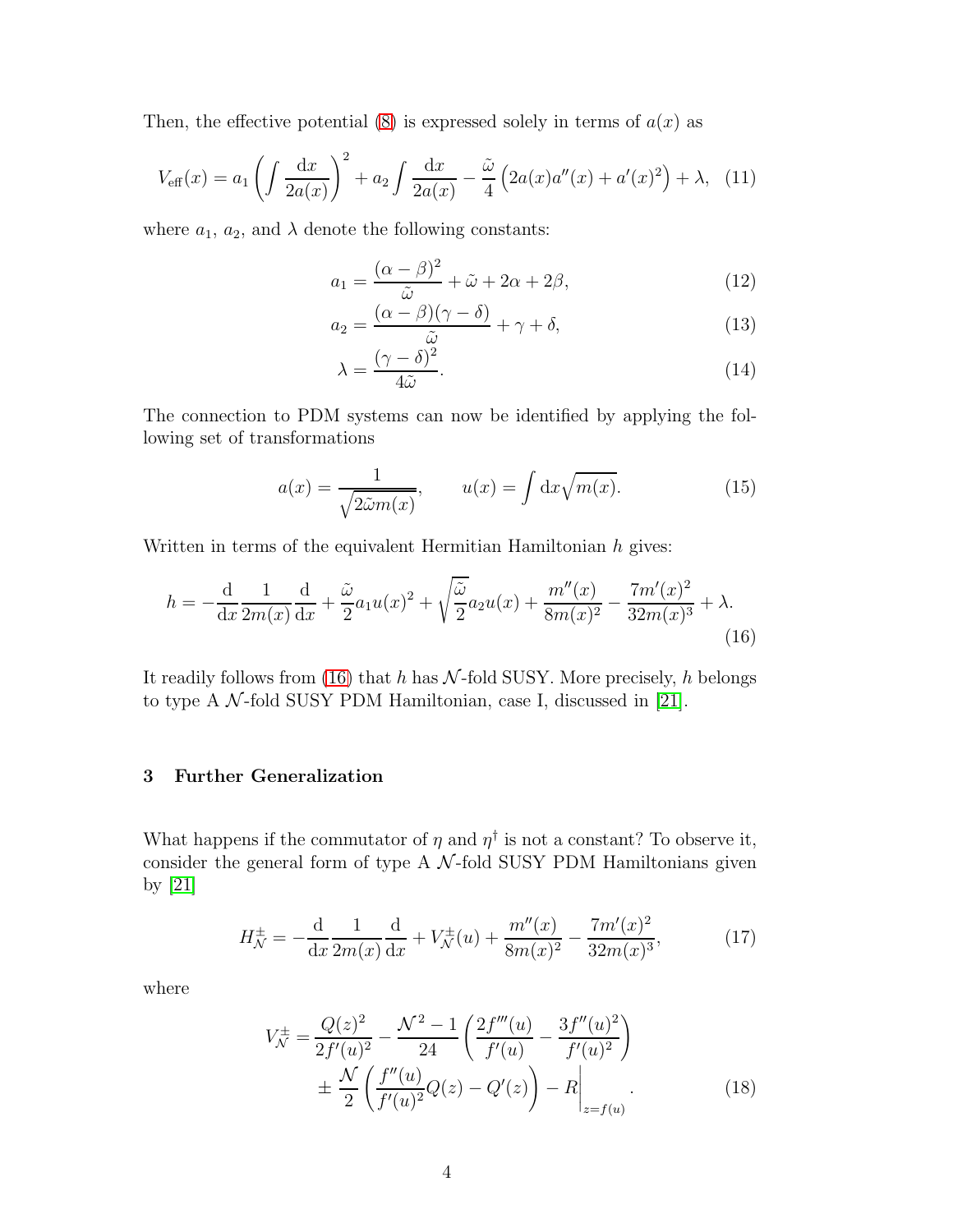Then, the effective potential (8) is expressed solely in terms of $a(x)$ as

$$V_{\text{eff}}(x) = a_1 \left( \int \frac{\mathrm{d}x}{2a(x)} \right)^2 + a_2 \int \frac{\mathrm{d}x}{2a(x)} - \frac{\tilde{\omega}}{4} \left( 2a(x)a''(x) + a'(x)^2 \right) + \lambda, \quad (11)$$

where $a_1$, $a_2$, and $\lambda$ denote the following constants:

$$a_1 = \frac{(\alpha - \beta)^2}{\tilde{\omega}} + \tilde{\omega} + 2\alpha + 2\beta, \quad (12)$$

$$a_2 = \frac{(\alpha - \beta)(\gamma - \delta)}{\tilde{\omega}} + \gamma + \delta, \quad (13)$$

$$\lambda = \frac{(\gamma - \delta)^2}{4\tilde{\omega}}. \quad (14)$$

The connection to PDM systems can now be identified by applying the following set of transformations

$$a(x) = \frac{1}{\sqrt{2\tilde{\omega} m(x)}}, \qquad u(x) = \int \mathrm{d}x \sqrt{m(x)}. \quad (15)$$

Written in terms of the equivalent Hermitian Hamiltonian $h$ gives:

$$h = -\frac{\mathrm{d}}{\mathrm{d}x} \frac{1}{2m(x)} \frac{\mathrm{d}}{\mathrm{d}x} + \frac{\tilde{\omega}}{2} a_1 u(x)^2 + \sqrt{\frac{\tilde{\omega}}{2}} a_2 u(x) + \frac{m''(x)}{8m(x)^2} - \frac{7m'(x)^2}{32m(x)^3} + \lambda. \quad (16)$$

It readily follows from (16) that $h$ has $\mathcal{N}$-fold SUSY. More precisely, $h$ belongs to type A $\mathcal{N}$-fold SUSY PDM Hamiltonian, case I, discussed in [21].

## 3 Further Generalization

What happens if the commutator of $\eta$ and $\eta^\dagger$ is not a constant? To observe it, consider the general form of type A $\mathcal{N}$-fold SUSY PDM Hamiltonians given by [21]

$$H_{\mathcal{N}}^{\pm} = -\frac{\mathrm{d}}{\mathrm{d}x} \frac{1}{2m(x)} \frac{\mathrm{d}}{\mathrm{d}x} + V_{\mathcal{N}}^{\pm}(u) + \frac{m''(x)}{8m(x)^2} - \frac{7m'(x)^2}{32m(x)^3}, \quad (17)$$

where

$$V_{\mathcal{N}}^{\pm} = \frac{Q(z)^2}{2f'(u)^2} - \frac{\mathcal{N}^2 - 1}{24} \left( \frac{2f'''(u)}{f'(u)} - \frac{3f''(u)^2}{f'(u)^2} \right) \pm \frac{\mathcal{N}}{2} \left( \frac{f''(u)}{f'(u)^2} Q(z) - Q'(z) \right) - R \Bigg|_{z=f(u)}. \quad (18)$$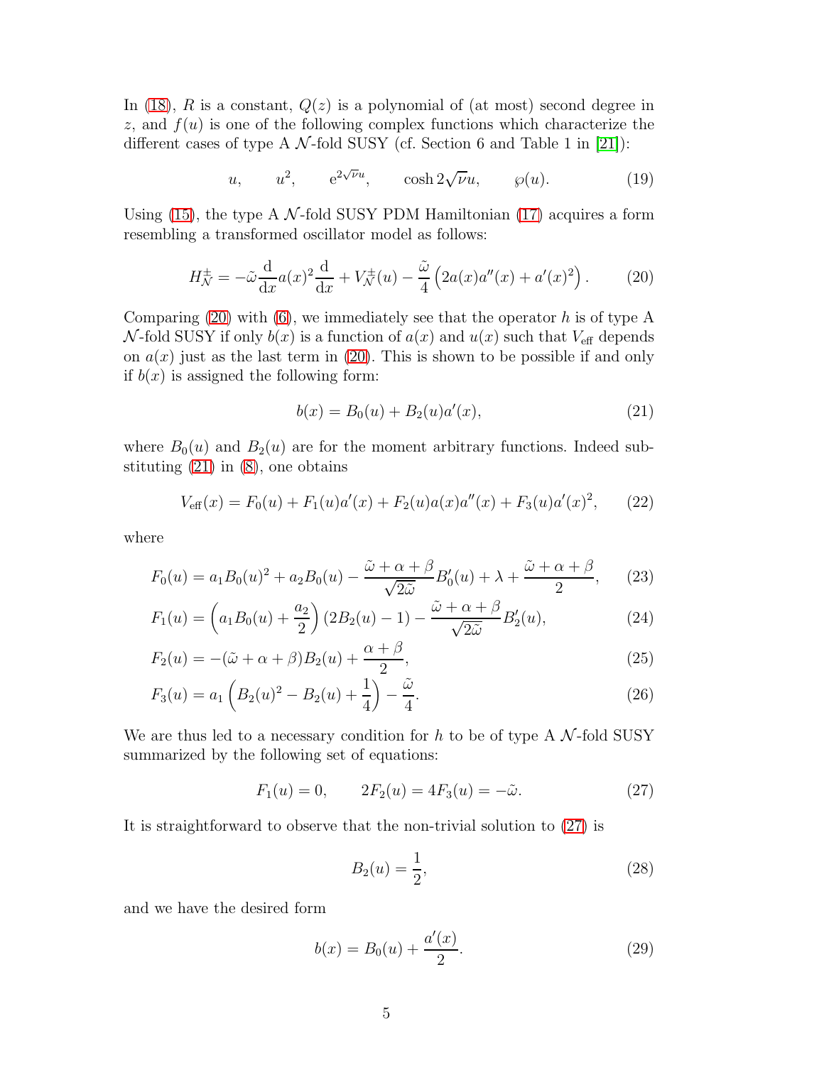In (18), $R$ is a constant, $Q(z)$ is a polynomial of (at most) second degree in $z$, and $f(u)$ is one of the following complex functions which characterize the different cases of type A $\mathcal{N}$-fold SUSY (cf. Section 6 and Table 1 in [21]):

$$
u, \qquad u^2, \qquad \mathrm{e}^{2\sqrt{\nu}u}, \qquad \cosh 2\sqrt{\nu}u, \qquad \wp(u). \tag{19}
$$

Using (15), the type A $\mathcal{N}$-fold SUSY PDM Hamiltonian (17) acquires a form resembling a transformed oscillator model as follows:

$$
H_{\mathcal{N}}^{\pm} = -\tilde{\omega}\frac{\mathrm{d}}{\mathrm{d}x}a(x)^2\frac{\mathrm{d}}{\mathrm{d}x} + V_{\mathcal{N}}^{\pm}(u) - \frac{\tilde{\omega}}{4}\left(2a(x)a''(x) + a'(x)^2\right). \tag{20}
$$

Comparing (20) with (6), we immediately see that the operator $h$ is of type A $\mathcal{N}$-fold SUSY if only $b(x)$ is a function of $a(x)$ and $u(x)$ such that $V_{\text{eff}}$ depends on $a(x)$ just as the last term in (20). This is shown to be possible if and only if $b(x)$ is assigned the following form:

$$
b(x) = B_0(u) + B_2(u)a'(x), \tag{21}
$$

where $B_0(u)$ and $B_2(u)$ are for the moment arbitrary functions. Indeed substituting (21) in (8), one obtains

$$
V_{\text{eff}}(x) = F_0(u) + F_1(u)a'(x) + F_2(u)a(x)a''(x) + F_3(u)a'(x)^2, \tag{22}
$$

where

$$
F_0(u) = a_1 B_0(u)^2 + a_2 B_0(u) - \frac{\tilde{\omega}+\alpha+\beta}{\sqrt{2\tilde{\omega}}}B_0'(u) + \lambda + \frac{\tilde{\omega}+\alpha+\beta}{2}, \tag{23}
$$

$$
F_1(u) = \left(a_1 B_0(u) + \frac{a_2}{2}\right)(2B_2(u) - 1) - \frac{\tilde{\omega}+\alpha+\beta}{\sqrt{2\tilde{\omega}}}B_2'(u), \tag{24}
$$

$$
F_2(u) = -(\tilde{\omega}+\alpha+\beta)B_2(u) + \frac{\alpha+\beta}{2}, \tag{25}
$$

$$
F_3(u) = a_1\left(B_2(u)^2 - B_2(u) + \frac{1}{4}\right) - \frac{\tilde{\omega}}{4}. \tag{26}
$$

We are thus led to a necessary condition for $h$ to be of type A $\mathcal{N}$-fold SUSY summarized by the following set of equations:

$$
F_1(u) = 0, \qquad 2F_2(u) = 4F_3(u) = -\tilde{\omega}. \tag{27}
$$

It is straightforward to observe that the non-trivial solution to (27) is

$$
B_2(u) = \frac{1}{2}, \tag{28}
$$

and we have the desired form

$$
b(x) = B_0(u) + \frac{a'(x)}{2}. \tag{29}
$$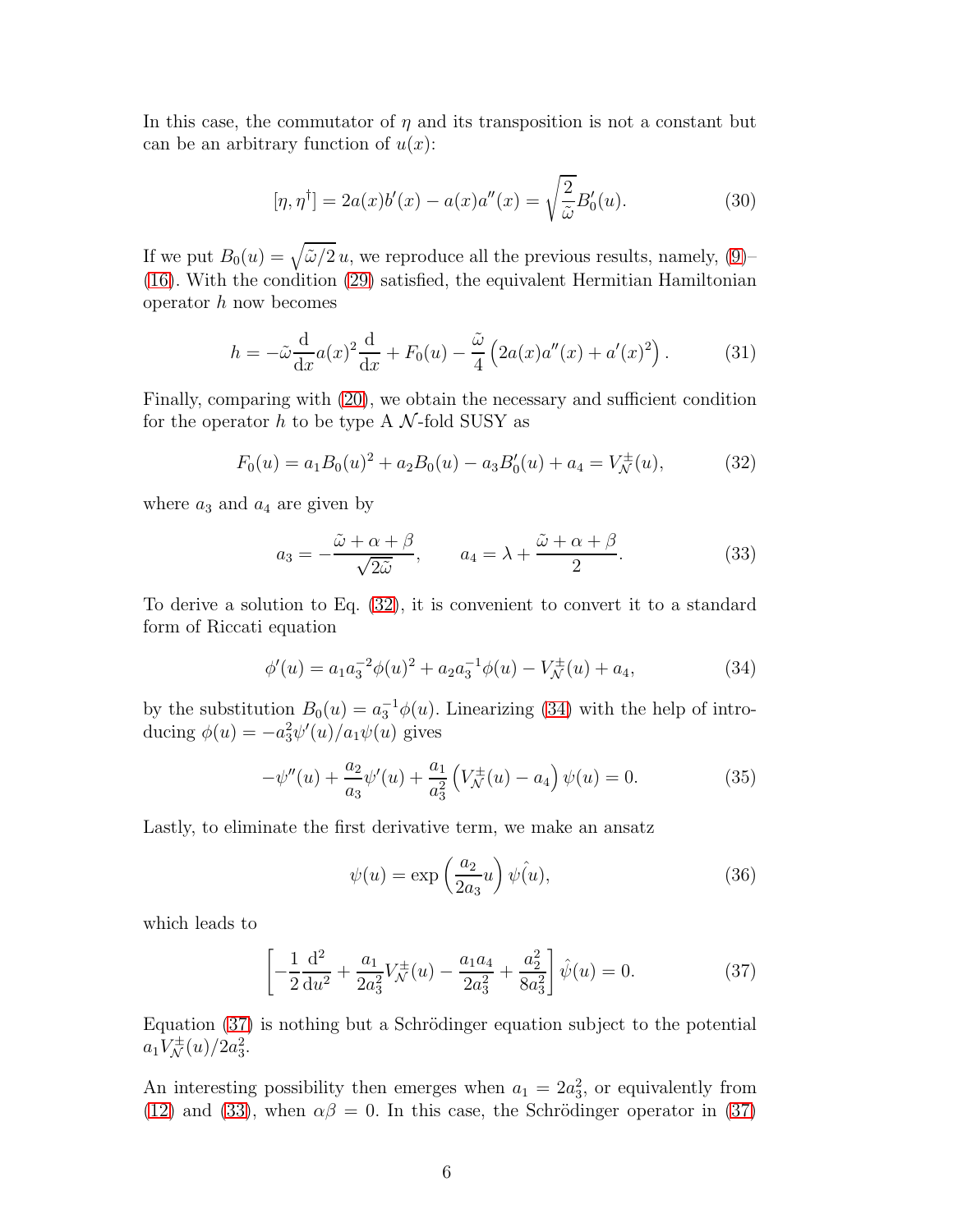In this case, the commutator of $\eta$ and its transposition is not a constant but can be an arbitrary function of $u(x)$:

$$[\eta, \eta^{\dagger}] = 2a(x)b'(x) - a(x)a''(x) = \sqrt{\frac{2}{\tilde{\omega}}} B_0'(u). \tag{30}$$

If we put $B_0(u) = \sqrt{\tilde{\omega}/2}\, u$, we reproduce all the previous results, namely, (9)–(16). With the condition (29) satisfied, the equivalent Hermitian Hamiltonian operator $h$ now becomes

$$h = -\tilde{\omega} \frac{\mathrm{d}}{\mathrm{d}x} a(x)^2 \frac{\mathrm{d}}{\mathrm{d}x} + F_0(u) - \frac{\tilde{\omega}}{4} \left( 2a(x)a''(x) + a'(x)^2 \right). \tag{31}$$

Finally, comparing with (20), we obtain the necessary and sufficient condition for the operator $h$ to be type A $\mathcal{N}$-fold SUSY as

$$F_0(u) = a_1 B_0(u)^2 + a_2 B_0(u) - a_3 B_0'(u) + a_4 = V_{\mathcal{N}}^{\pm}(u), \tag{32}$$

where $a_3$ and $a_4$ are given by

$$a_3 = -\frac{\tilde{\omega} + \alpha + \beta}{\sqrt{2\tilde{\omega}}}, \qquad a_4 = \lambda + \frac{\tilde{\omega} + \alpha + \beta}{2}. \tag{33}$$

To derive a solution to Eq. (32), it is convenient to convert it to a standard form of Riccati equation

$$\phi'(u) = a_1 a_3^{-2} \phi(u)^2 + a_2 a_3^{-1} \phi(u) - V_{\mathcal{N}}^{\pm}(u) + a_4, \tag{34}$$

by the substitution $B_0(u) = a_3^{-1} \phi(u)$. Linearizing (34) with the help of introducing $\phi(u) = -a_3^2 \psi'(u)/a_1 \psi(u)$ gives

$$-\psi''(u) + \frac{a_2}{a_3} \psi'(u) + \frac{a_1}{a_3^2} \left( V_{\mathcal{N}}^{\pm}(u) - a_4 \right) \psi(u) = 0. \tag{35}$$

Lastly, to eliminate the first derivative term, we make an ansatz

$$\psi(u) = \exp\left( \frac{a_2}{2a_3} u \right) \hat{\psi}(u), \tag{36}$$

which leads to

$$\left[ -\frac{1}{2} \frac{\mathrm{d}^2}{\mathrm{d}u^2} + \frac{a_1}{2a_3^2} V_{\mathcal{N}}^{\pm}(u) - \frac{a_1 a_4}{2a_3^2} + \frac{a_2^2}{8a_3^2} \right] \hat{\psi}(u) = 0. \tag{37}$$

Equation (37) is nothing but a Schrödinger equation subject to the potential $a_1 V_{\mathcal{N}}^{\pm}(u)/2a_3^2$.

An interesting possibility then emerges when $a_1 = 2a_3^2$, or equivalently from (12) and (33), when $\alpha\beta = 0$. In this case, the Schrödinger operator in (37)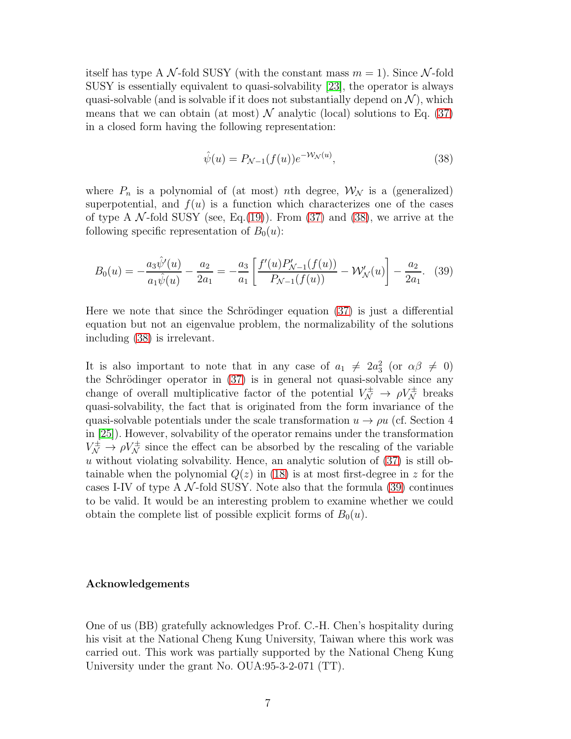itself has type A $\mathcal{N}$-fold SUSY (with the constant mass $m = 1$). Since $\mathcal{N}$-fold SUSY is essentially equivalent to quasi-solvability [23], the operator is always quasi-solvable (and is solvable if it does not substantially depend on $\mathcal{N}$), which means that we can obtain (at most) $\mathcal{N}$ analytic (local) solutions to Eq. (37) in a closed form having the following representation:

$$\hat{\psi}(u) = P_{\mathcal{N}-1}(f(u))e^{-\mathcal{W}_{\mathcal{N}}(u)}, \tag{38}$$

where $P_n$ is a polynomial of (at most) $n$th degree, $\mathcal{W}_{\mathcal{N}}$ is a (generalized) superpotential, and $f(u)$ is a function which characterizes one of the cases of type A $\mathcal{N}$-fold SUSY (see, Eq.(19)). From (37) and (38), we arrive at the following specific representation of $B_0(u)$:

$$B_0(u) = -\frac{a_3\hat{\psi}'(u)}{a_1\hat{\psi}(u)} - \frac{a_2}{2a_1} = -\frac{a_3}{a_1}\left[\frac{f'(u)P'_{\mathcal{N}-1}(f(u))}{P_{\mathcal{N}-1}(f(u))} - \mathcal{W}'_{\mathcal{N}}(u)\right] - \frac{a_2}{2a_1}. \tag{39}$$

Here we note that since the Schrödinger equation (37) is just a differential equation but not an eigenvalue problem, the normalizability of the solutions including (38) is irrelevant.

It is also important to note that in any case of $a_1 \neq 2a_3^2$ (or $\alpha\beta \neq 0$) the Schrödinger operator in (37) is in general not quasi-solvable since any change of overall multiplicative factor of the potential $V_{\mathcal{N}}^{\pm} \to \rho V_{\mathcal{N}}^{\pm}$ breaks quasi-solvability, the fact that is originated from the form invariance of the quasi-solvable potentials under the scale transformation $u \to \rho u$ (cf. Section 4 in [25]). However, solvability of the operator remains under the transformation $V_{\mathcal{N}}^{\pm} \to \rho V_{\mathcal{N}}^{\pm}$ since the effect can be absorbed by the rescaling of the variable $u$ without violating solvability. Hence, an analytic solution of (37) is still obtainable when the polynomial $Q(z)$ in (18) is at most first-degree in $z$ for the cases I-IV of type A $\mathcal{N}$-fold SUSY. Note also that the formula (39) continues to be valid. It would be an interesting problem to examine whether we could obtain the complete list of possible explicit forms of $B_0(u)$.

## Acknowledgements

One of us (BB) gratefully acknowledges Prof. C.-H. Chen's hospitality during his visit at the National Cheng Kung University, Taiwan where this work was carried out. This work was partially supported by the National Cheng Kung University under the grant No. OUA:95-3-2-071 (TT).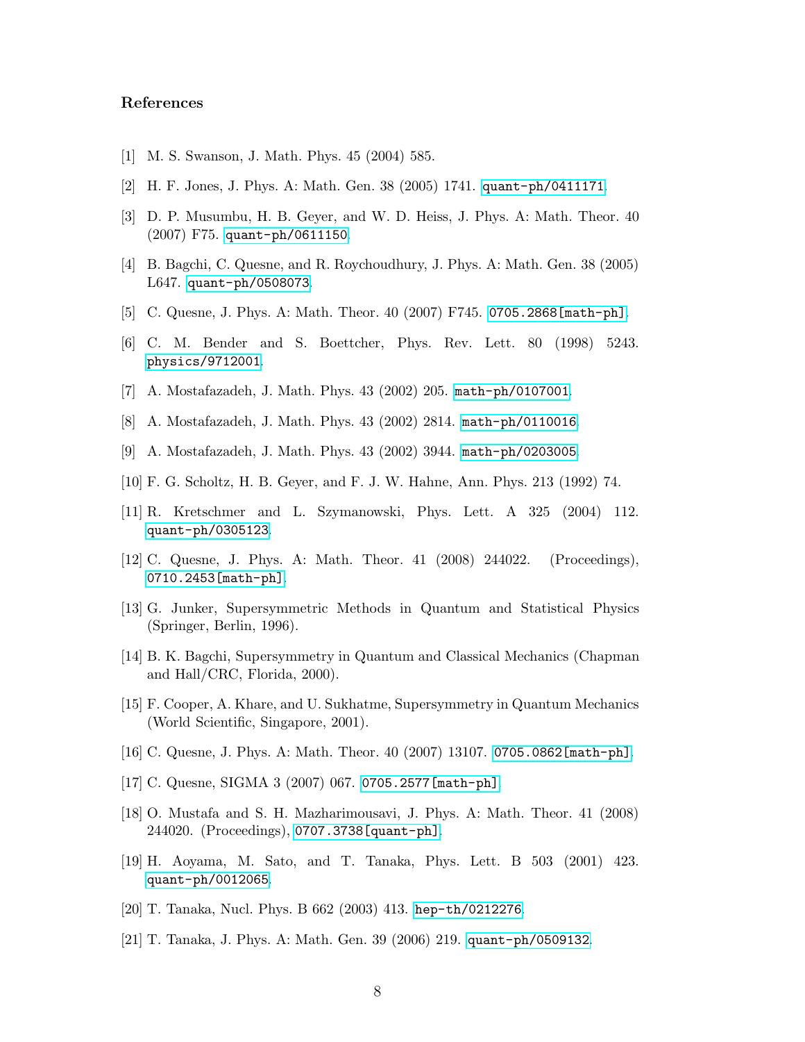## References

[1] M. S. Swanson, J. Math. Phys. 45 (2004) 585.

[2] H. F. Jones, J. Phys. A: Math. Gen. 38 (2005) 1741. quant-ph/0411171.

[3] D. P. Musumbu, H. B. Geyer, and W. D. Heiss, J. Phys. A: Math. Theor. 40 (2007) F75. quant-ph/0611150.

[4] B. Bagchi, C. Quesne, and R. Roychoudhury, J. Phys. A: Math. Gen. 38 (2005) L647. quant-ph/0508073.

[5] C. Quesne, J. Phys. A: Math. Theor. 40 (2007) F745. 0705.2868[math-ph].

[6] C. M. Bender and S. Boettcher, Phys. Rev. Lett. 80 (1998) 5243. physics/9712001.

[7] A. Mostafazadeh, J. Math. Phys. 43 (2002) 205. math-ph/0107001.

[8] A. Mostafazadeh, J. Math. Phys. 43 (2002) 2814. math-ph/0110016.

[9] A. Mostafazadeh, J. Math. Phys. 43 (2002) 3944. math-ph/0203005.

[10] F. G. Scholtz, H. B. Geyer, and F. J. W. Hahne, Ann. Phys. 213 (1992) 74.

[11] R. Kretschmer and L. Szymanowski, Phys. Lett. A 325 (2004) 112. quant-ph/0305123.

[12] C. Quesne, J. Phys. A: Math. Theor. 41 (2008) 244022. (Proceedings), 0710.2453[math-ph].

[13] G. Junker, Supersymmetric Methods in Quantum and Statistical Physics (Springer, Berlin, 1996).

[14] B. K. Bagchi, Supersymmetry in Quantum and Classical Mechanics (Chapman and Hall/CRC, Florida, 2000).

[15] F. Cooper, A. Khare, and U. Sukhatme, Supersymmetry in Quantum Mechanics (World Scientific, Singapore, 2001).

[16] C. Quesne, J. Phys. A: Math. Theor. 40 (2007) 13107. 0705.0862[math-ph].

[17] C. Quesne, SIGMA 3 (2007) 067. 0705.2577[math-ph].

[18] O. Mustafa and S. H. Mazharimousavi, J. Phys. A: Math. Theor. 41 (2008) 244020. (Proceedings), 0707.3738[quant-ph].

[19] H. Aoyama, M. Sato, and T. Tanaka, Phys. Lett. B 503 (2001) 423. quant-ph/0012065.

[20] T. Tanaka, Nucl. Phys. B 662 (2003) 413. hep-th/0212276.

[21] T. Tanaka, J. Phys. A: Math. Gen. 39 (2006) 219. quant-ph/0509132.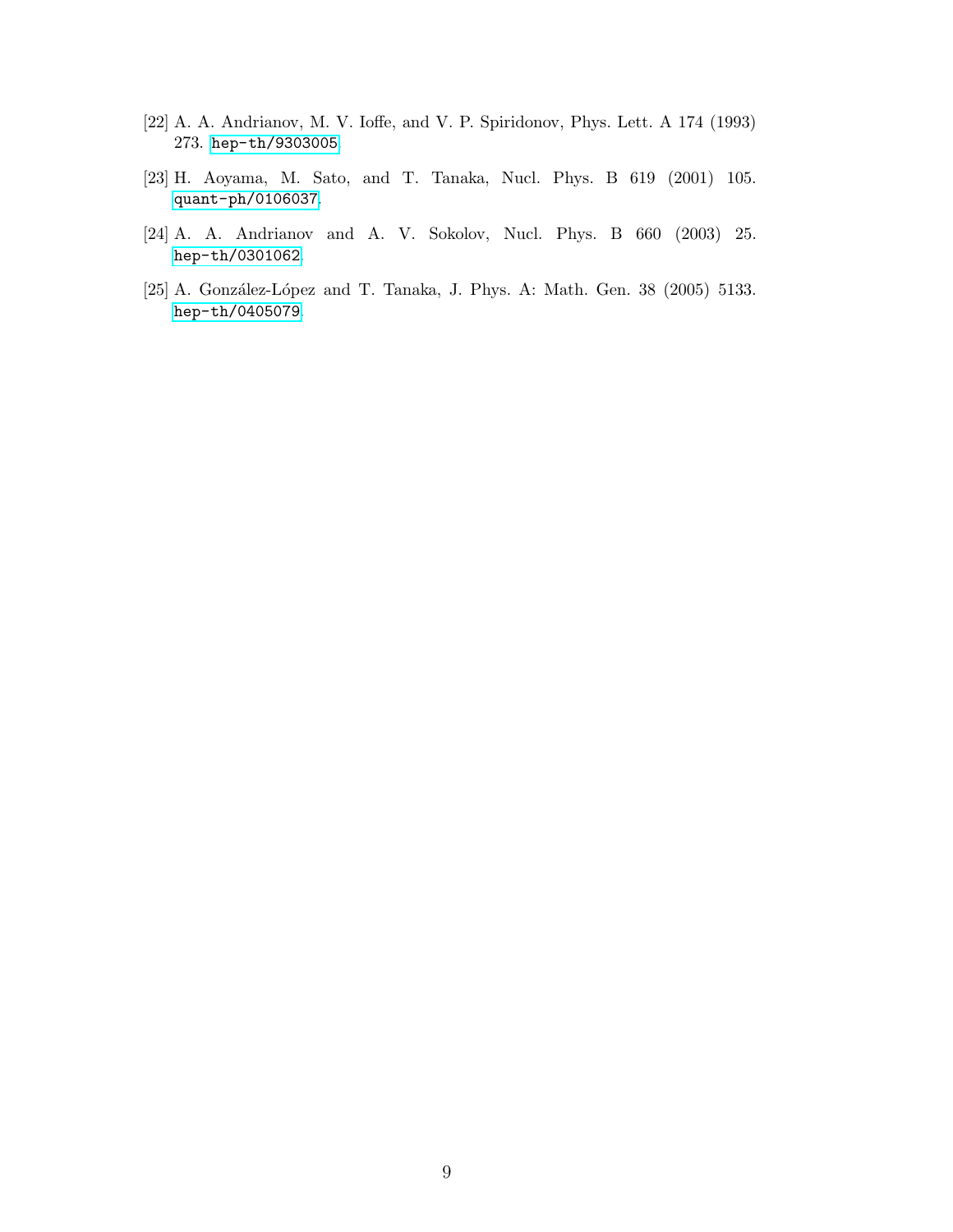[22] A. A. Andrianov, M. V. Ioffe, and V. P. Spiridonov, Phys. Lett. A 174 (1993) 273. `hep-th/9303005`.

[23] H. Aoyama, M. Sato, and T. Tanaka, Nucl. Phys. B 619 (2001) 105. `quant-ph/0106037`.

[24] A. A. Andrianov and A. V. Sokolov, Nucl. Phys. B 660 (2003) 25. `hep-th/0301062`.

[25] A. González-López and T. Tanaka, J. Phys. A: Math. Gen. 38 (2005) 5133. `hep-th/0405079`.